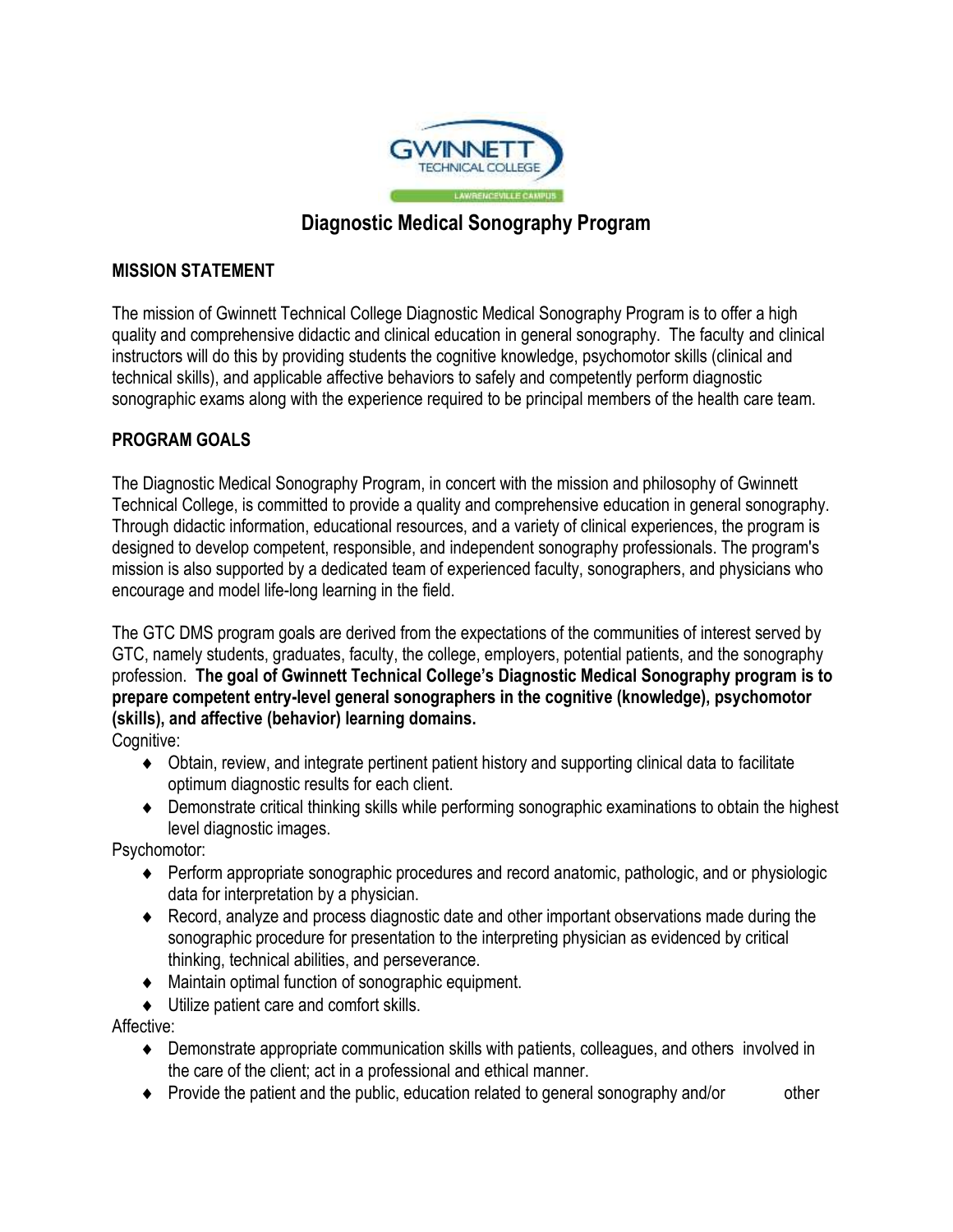GWINNETT TECHNICAL COLLEGE

LAWRENCEVILLE CAMPUS

# Diagnostic Medical Sonography Program

## MISSION STATEMENT

The mission of Gwinnett Technical College Diagnostic Medical Sonography Program is to offer a high quality and comprehensive didactic and clinical education in general sonography. The faculty and clinical instructors will do this by providing students the cognitive knowledge, psychomotor skills (clinical and technical skills), and applicable affective behaviors to safely and competently perform diagnostic sonographic exams along with the experience required to be principal members of the health care team.

## PROGRAM GOALS

The Diagnostic Medical Sonography Program, in concert with the mission and philosophy of Gwinnett Technical College, is committed to provide a quality and comprehensive education in general sonography. Through didactic information, educational resources, and a variety of clinical experiences, the program is designed to develop competent, responsible, and independent sonography professionals. The program's mission is also supported by a dedicated team of experienced faculty, sonographers, and physicians who encourage and model life-long learning in the field.

The GTC DMS program goals are derived from the expectations of the communities of interest served by GTC, namely students, graduates, faculty, the college, employers, potential patients, and the sonography profession. **The goal of Gwinnett Technical College's Diagnostic Medical Sonography program is to prepare competent entry-level general sonographers in the cognitive (knowledge), psychomotor (skills), and affective (behavior) learning domains.**

Cognitive:

- Obtain, review, and integrate pertinent patient history and supporting clinical data to facilitate optimum diagnostic results for each client.
- Demonstrate critical thinking skills while performing sonographic examinations to obtain the highest level diagnostic images.

Psychomotor:

- Perform appropriate sonographic procedures and record anatomic, pathologic, and or physiologic data for interpretation by a physician.
- Record, analyze and process diagnostic date and other important observations made during the sonographic procedure for presentation to the interpreting physician as evidenced by critical thinking, technical abilities, and perseverance.
- Maintain optimal function of sonographic equipment.
- Utilize patient care and comfort skills.

Affective:

- Demonstrate appropriate communication skills with patients, colleagues, and others involved in the care of the client; act in a professional and ethical manner.
- Provide the patient and the public, education related to general sonography and/or other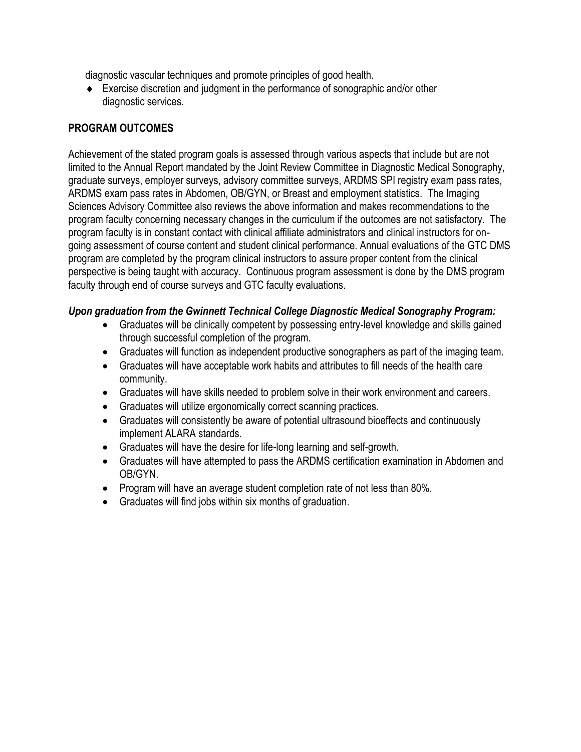diagnostic vascular techniques and promote principles of good health.

- Exercise discretion and judgment in the performance of sonographic and/or other diagnostic services.

## PROGRAM OUTCOMES

Achievement of the stated program goals is assessed through various aspects that include but are not limited to the Annual Report mandated by the Joint Review Committee in Diagnostic Medical Sonography, graduate surveys, employer surveys, advisory committee surveys, ARDMS SPI registry exam pass rates, ARDMS exam pass rates in Abdomen, OB/GYN, or Breast and employment statistics. The Imaging Sciences Advisory Committee also reviews the above information and makes recommendations to the program faculty concerning necessary changes in the curriculum if the outcomes are not satisfactory. The program faculty is in constant contact with clinical affiliate administrators and clinical instructors for on-going assessment of course content and student clinical performance. Annual evaluations of the GTC DMS program are completed by the program clinical instructors to assure proper content from the clinical perspective is being taught with accuracy. Continuous program assessment is done by the DMS program faculty through end of course surveys and GTC faculty evaluations.

***Upon graduation from the Gwinnett Technical College Diagnostic Medical Sonography Program:***

- Graduates will be clinically competent by possessing entry-level knowledge and skills gained through successful completion of the program.
- Graduates will function as independent productive sonographers as part of the imaging team.
- Graduates will have acceptable work habits and attributes to fill needs of the health care community.
- Graduates will have skills needed to problem solve in their work environment and careers.
- Graduates will utilize ergonomically correct scanning practices.
- Graduates will consistently be aware of potential ultrasound bioeffects and continuously implement ALARA standards.
- Graduates will have the desire for life-long learning and self-growth.
- Graduates will have attempted to pass the ARDMS certification examination in Abdomen and OB/GYN.
- Program will have an average student completion rate of not less than 80%.
- Graduates will find jobs within six months of graduation.